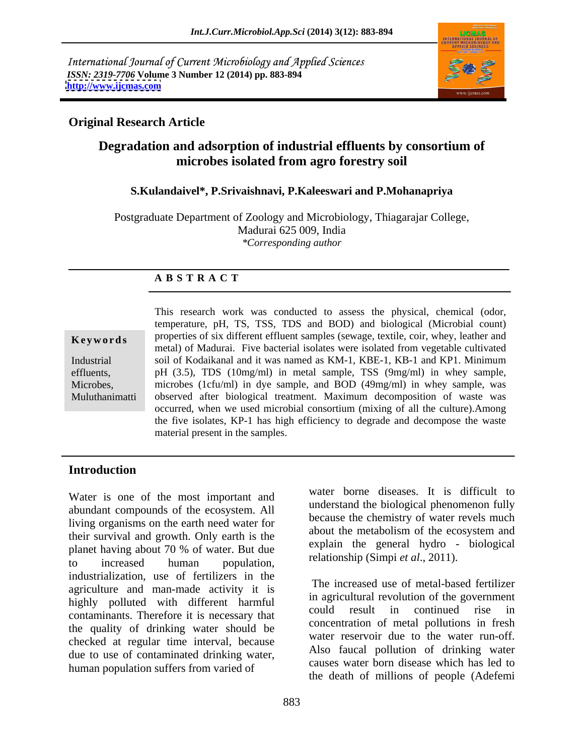International Journal of Current Microbiology and Applied Sciences
*ISSN: 2319-7706* **Volume 3 Number 12 (2014) pp. 883-894**
**http://www.ijcmas.com**

**Original Research Article**

# Degradation and adsorption of industrial effluents by consortium of microbes isolated from agro forestry soil

**S.Kulandaivel*, P.Srivaishnavi, P.Kaleeswari and P.Mohanapriya**

Postgraduate Department of Zoology and Microbiology, Thiagarajar College, Madurai 625 009, India
*\*Corresponding author*

## A B S T R A C T

**Keywords**

Industrial effluents, Microbes, Muluthanimatti

This research work was conducted to assess the physical, chemical (odor, temperature, pH, TS, TSS, TDS and BOD) and biological (Microbial count) properties of six different effluent samples (sewage, textile, coir, whey, leather and metal) of Madurai. Five bacterial isolates were isolated from vegetable cultivated soil of Kodaikanal and it was named as KM-1, KBE-1, KB-1 and KP1. Minimum pH (3.5), TDS (10mg/ml) in metal sample, TSS (9mg/ml) in whey sample, microbes (1cfu/ml) in dye sample, and BOD (49mg/ml) in whey sample, was observed after biological treatment. Maximum decomposition of waste was occurred, when we used microbial consortium (mixing of all the culture).Among the five isolates, KP-1 has high efficiency to degrade and decompose the waste material present in the samples.

## Introduction

Water is one of the most important and abundant compounds of the ecosystem. All living organisms on the earth need water for their survival and growth. Only earth is the planet having about 70 % of water. But due to increased human population, industrialization, use of fertilizers in the agriculture and man-made activity it is highly polluted with different harmful contaminants. Therefore it is necessary that the quality of drinking water should be checked at regular time interval, because due to use of contaminated drinking water, human population suffers from varied of water borne diseases. It is difficult to understand the biological phenomenon fully because the chemistry of water revels much about the metabolism of the ecosystem and explain the general hydro - biological relationship (Simpi *et al*., 2011).

The increased use of metal-based fertilizer in agricultural revolution of the government could result in continued rise in concentration of metal pollutions in fresh water reservoir due to the water run-off. Also faucal pollution of drinking water causes water born disease which has led to the death of millions of people (Adefemi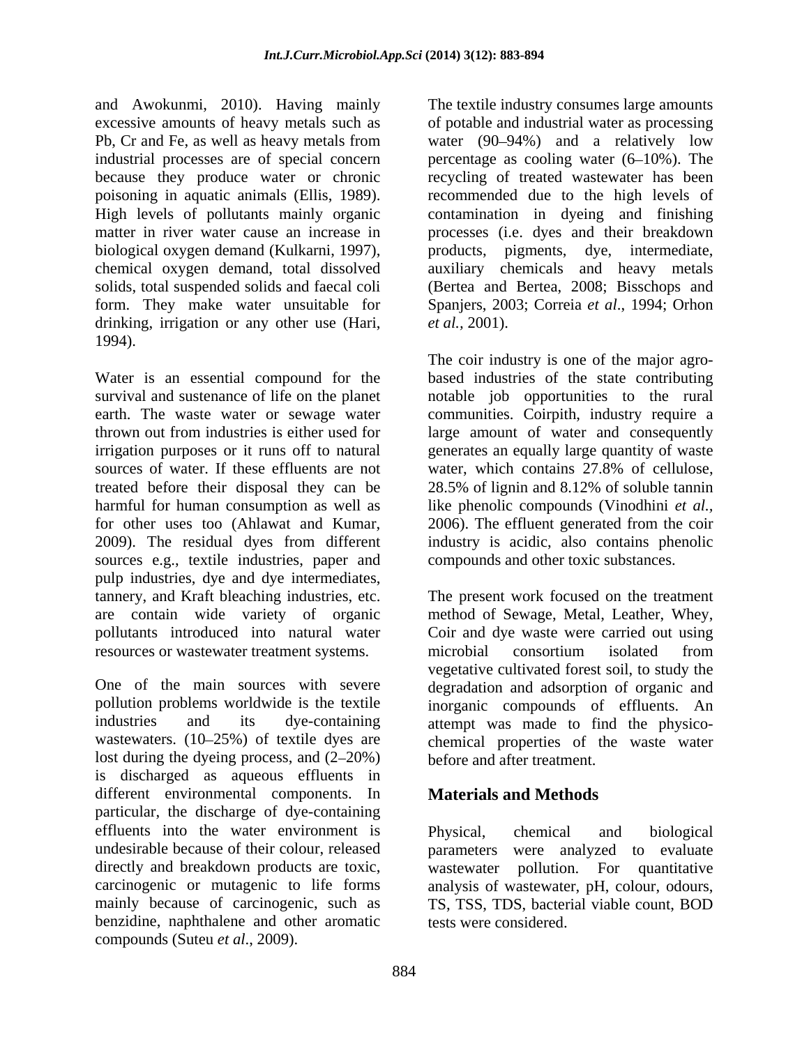and Awokunmi, 2010). Having mainly excessive amounts of heavy metals such as Pb, Cr and Fe, as well as heavy metals from industrial processes are of special concern because they produce water or chronic poisoning in aquatic animals (Ellis, 1989). High levels of pollutants mainly organic matter in river water cause an increase in biological oxygen demand (Kulkarni, 1997), chemical oxygen demand, total dissolved solids, total suspended solids and faecal coli form. They make water unsuitable for drinking, irrigation or any other use (Hari, 1994).

Water is an essential compound for the survival and sustenance of life on the planet earth. The waste water or sewage water thrown out from industries is either used for irrigation purposes or it runs off to natural sources of water. If these effluents are not treated before their disposal they can be harmful for human consumption as well as for other uses too (Ahlawat and Kumar, 2009). The residual dyes from different sources e.g., textile industries, paper and pulp industries, dye and dye intermediates, tannery, and Kraft bleaching industries, etc. are contain wide variety of organic pollutants introduced into natural water resources or wastewater treatment systems.

One of the main sources with severe pollution problems worldwide is the textile industries and its dye-containing wastewaters. (10–25%) of textile dyes are lost during the dyeing process, and (2–20%) is discharged as aqueous effluents in different environmental components. In particular, the discharge of dye-containing effluents into the water environment is undesirable because of their colour, released directly and breakdown products are toxic, carcinogenic or mutagenic to life forms mainly because of carcinogenic, such as benzidine, naphthalene and other aromatic compounds (Suteu *et al*., 2009).

The textile industry consumes large amounts of potable and industrial water as processing water (90–94%) and a relatively low percentage as cooling water (6–10%). The recycling of treated wastewater has been recommended due to the high levels of contamination in dyeing and finishing processes (i.e. dyes and their breakdown products, pigments, dye, intermediate, auxiliary chemicals and heavy metals (Bertea and Bertea, 2008; Bisschops and Spanjers, 2003; Correia *et al*., 1994; Orhon *et al.*, 2001).

The coir industry is one of the major agro-based industries of the state contributing notable job opportunities to the rural communities. Coirpith, industry require a large amount of water and consequently generates an equally large quantity of waste water, which contains 27.8% of cellulose, 28.5% of lignin and 8.12% of soluble tannin like phenolic compounds (Vinodhini *et al.*, 2006). The effluent generated from the coir industry is acidic, also contains phenolic compounds and other toxic substances.

The present work focused on the treatment method of Sewage, Metal, Leather, Whey, Coir and dye waste were carried out using microbial consortium isolated from vegetative cultivated forest soil, to study the degradation and adsorption of organic and inorganic compounds of effluents. An attempt was made to find the physico-chemical properties of the waste water before and after treatment.

## Materials and Methods

Physical, chemical and biological parameters were analyzed to evaluate wastewater pollution. For quantitative analysis of wastewater, pH, colour, odours, TS, TSS, TDS, bacterial viable count, BOD tests were considered.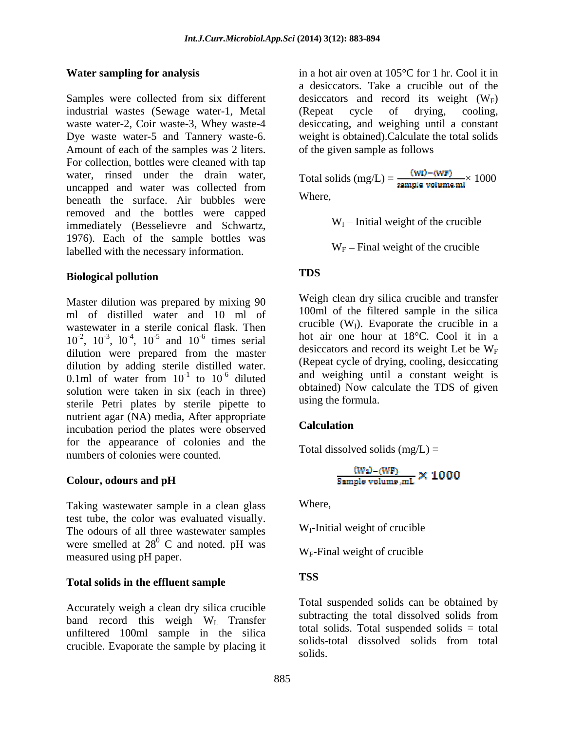### Water sampling for analysis

Samples were collected from six different industrial wastes (Sewage water-1, Metal waste water-2, Coir waste-3, Whey waste-4 Dye waste water-5 and Tannery waste-6. Amount of each of the samples was 2 liters. For collection, bottles were cleaned with tap water, rinsed under the drain water, uncapped and water was collected from beneath the surface. Air bubbles were removed and the bottles were capped immediately (Besselievre and Schwartz, 1976). Each of the sample bottles was labelled with the necessary information.

### Biological pollution

Master dilution was prepared by mixing 90 ml of distilled water and 10 ml of wastewater in a sterile conical flask. Then $10^{-2}$, $10^{-3}$, $l0^{-4}$, $10^{-5}$ and $10^{-6}$ times serial dilution were prepared from the master dilution by adding sterile distilled water. 0.1ml of water from $10^{-1}$ to $10^{-6}$ diluted solution were taken in six (each in three) sterile Petri plates by sterile pipette to nutrient agar (NA) media, After appropriate incubation period the plates were observed for the appearance of colonies and the numbers of colonies were counted.

### Colour, odours and pH

Taking wastewater sample in a clean glass test tube, the color was evaluated visually. The odours of all three wastewater samples were smelled at $28^0$ C and noted. pH was measured using pH paper.

### Total solids in the effluent sample

Accurately weigh a clean dry silica crucible band record this weigh $W_I$. Transfer unfiltered 100ml sample in the silica crucible. Evaporate the sample by placing it in a hot air oven at 105°C for 1 hr. Cool it in a desiccators. Take a crucible out of the desiccators and record its weight ($W_F$) (Repeat cycle of drying, cooling, desiccating, and weighing until a constant weight is obtained).Calculate the total solids of the given sample as follows

$$\text{Total solids (mg/L)} = \frac{(WI)-(WF)}{\text{sample volume ml}} \times 1000$$

Where,

$W_I$ – Initial weight of the crucible

$W_F$ – Final weight of the crucible

### TDS

Weigh clean dry silica crucible and transfer 100ml of the filtered sample in the silica crucible ($W_I$). Evaporate the crucible in a hot air one hour at 18°C. Cool it in a desiccators and record its weight Let be $W_F$ (Repeat cycle of drying, cooling, desiccating and weighing until a constant weight is obtained) Now calculate the TDS of given using the formula.

### Calculation

Total dissolved solids (mg/L) =

$$\frac{(W_I)-(WF)}{\text{Sample volume ,mL}} \times 1000$$

Where,

$W_I$-Initial weight of crucible

$W_F$-Final weight of crucible

### TSS

Total suspended solids can be obtained by subtracting the total dissolved solids from total solids. Total suspended solids = total solids-total dissolved solids from total solids.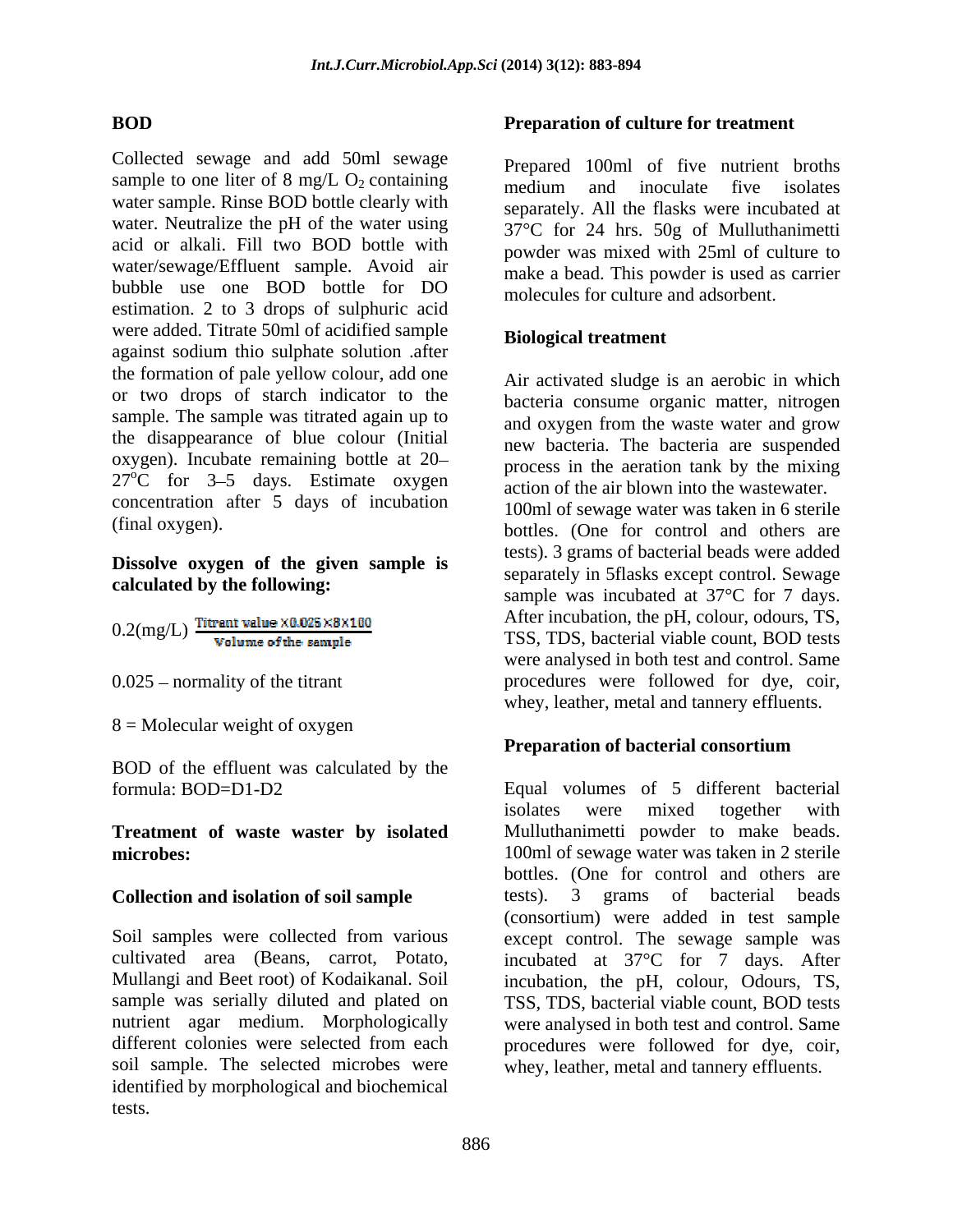## BOD

Collected sewage and add 50ml sewage sample to one liter of 8 mg/L $O_2$ containing water sample. Rinse BOD bottle clearly with water. Neutralize the pH of the water using acid or alkali. Fill two BOD bottle with water/sewage/Effluent sample. Avoid air bubble use one BOD bottle for DO estimation. 2 to 3 drops of sulphuric acid were added. Titrate 50ml of acidified sample against sodium thio sulphate solution .after the formation of pale yellow colour, add one or two drops of starch indicator to the sample. The sample was titrated again up to the disappearance of blue colour (Initial oxygen). Incubate remaining bottle at 20–27°C for 3–5 days. Estimate oxygen concentration after 5 days of incubation (final oxygen).

**Dissolve oxygen of the given sample is calculated by the following:**

$$0.2(\text{mg/L}) \; \frac{\text{Titrant value} \times 0.025 \times 8 \times 100}{\text{Volume of the sample}}$$

0.025 – normality of the titrant

8 = Molecular weight of oxygen

BOD of the effluent was calculated by the formula: BOD=D1-D2

## Treatment of waste waster by isolated microbes:

### Collection and isolation of soil sample

Soil samples were collected from various cultivated area (Beans, carrot, Potato, Mullangi and Beet root) of Kodaikanal. Soil sample was serially diluted and plated on nutrient agar medium. Morphologically different colonies were selected from each soil sample. The selected microbes were identified by morphological and biochemical tests.

### Preparation of culture for treatment

Prepared 100ml of five nutrient broths medium and inoculate five isolates separately. All the flasks were incubated at 37°C for 24 hrs. 50g of Mulluthanimetti powder was mixed with 25ml of culture to make a bead. This powder is used as carrier molecules for culture and adsorbent.

### Biological treatment

Air activated sludge is an aerobic in which bacteria consume organic matter, nitrogen and oxygen from the waste water and grow new bacteria. The bacteria are suspended process in the aeration tank by the mixing action of the air blown into the wastewater. 100ml of sewage water was taken in 6 sterile bottles. (One for control and others are tests). 3 grams of bacterial beads were added separately in 5flasks except control. Sewage sample was incubated at 37°C for 7 days. After incubation, the pH, colour, odours, TS, TSS, TDS, bacterial viable count, BOD tests were analysed in both test and control. Same procedures were followed for dye, coir, whey, leather, metal and tannery effluents.

### Preparation of bacterial consortium

Equal volumes of 5 different bacterial isolates were mixed together with Mulluthanimetti powder to make beads. 100ml of sewage water was taken in 2 sterile bottles. (One for control and others are tests). 3 grams of bacterial beads (consortium) were added in test sample except control. The sewage sample was incubated at 37°C for 7 days. After incubation, the pH, colour, Odours, TS, TSS, TDS, bacterial viable count, BOD tests were analysed in both test and control. Same procedures were followed for dye, coir, whey, leather, metal and tannery effluents.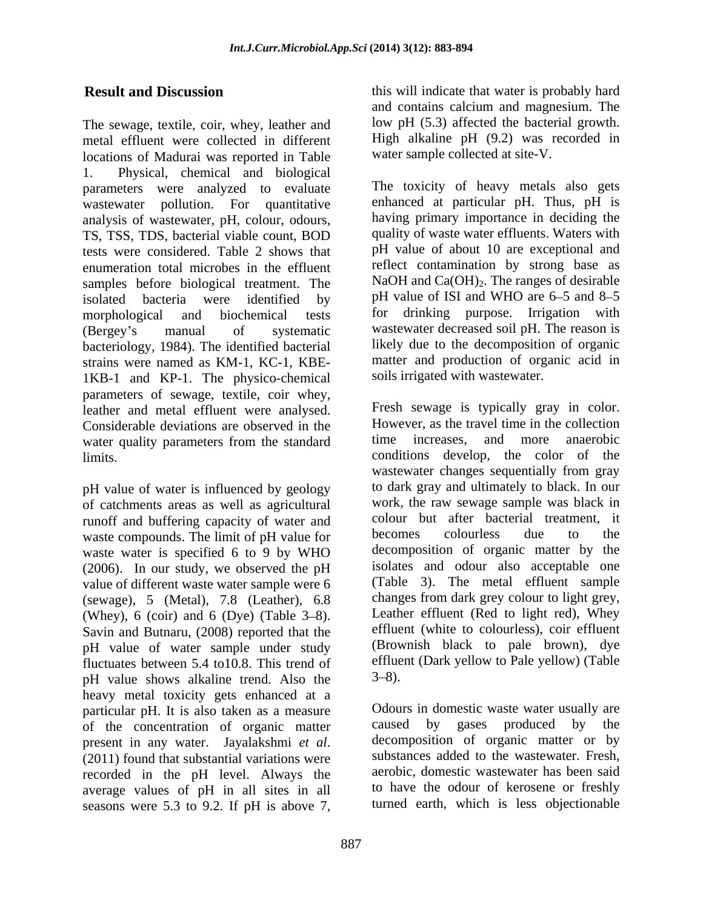## Result and Discussion

The sewage, textile, coir, whey, leather and metal effluent were collected in different locations of Madurai was reported in Table 1. Physical, chemical and biological parameters were analyzed to evaluate wastewater pollution. For quantitative analysis of wastewater, pH, colour, odours, TS, TSS, TDS, bacterial viable count, BOD tests were considered. Table 2 shows that enumeration total microbes in the effluent samples before biological treatment. The isolated bacteria were identified by morphological and biochemical tests (Bergey's manual of systematic bacteriology, 1984). The identified bacterial strains were named as KM-1, KC-1, KBE-1KB-1 and KP-1. The physico-chemical parameters of sewage, textile, coir whey, leather and metal effluent were analysed. Considerable deviations are observed in the water quality parameters from the standard limits.

pH value of water is influenced by geology of catchments areas as well as agricultural runoff and buffering capacity of water and waste compounds. The limit of pH value for waste water is specified 6 to 9 by WHO (2006). In our study, we observed the pH value of different waste water sample were 6 (sewage), 5 (Metal), 7.8 (Leather), 6.8 (Whey), 6 (coir) and 6 (Dye) (Table 3–8). Savin and Butnaru, (2008) reported that the pH value of water sample under study fluctuates between 5.4 to10.8. This trend of pH value shows alkaline trend. Also the heavy metal toxicity gets enhanced at a particular pH. It is also taken as a measure of the concentration of organic matter present in any water. Jayalakshmi *et al*. (2011) found that substantial variations were recorded in the pH level. Always the average values of pH in all sites in all seasons were 5.3 to 9.2. If pH is above 7, this will indicate that water is probably hard and contains calcium and magnesium. The low pH (5.3) affected the bacterial growth. High alkaline pH (9.2) was recorded in water sample collected at site-V.

The toxicity of heavy metals also gets enhanced at particular pH. Thus, pH is having primary importance in deciding the quality of waste water effluents. Waters with pH value of about 10 are exceptional and reflect contamination by strong base as NaOH and $Ca(OH)_2$. The ranges of desirable pH value of ISI and WHO are 6–5 and 8–5 for drinking purpose. Irrigation with wastewater decreased soil pH. The reason is likely due to the decomposition of organic matter and production of organic acid in soils irrigated with wastewater.

Fresh sewage is typically gray in color. However, as the travel time in the collection time increases, and more anaerobic conditions develop, the color of the wastewater changes sequentially from gray to dark gray and ultimately to black. In our work, the raw sewage sample was black in colour but after bacterial treatment, it becomes colourless due to the decomposition of organic matter by the isolates and odour also acceptable one (Table 3). The metal effluent sample changes from dark grey colour to light grey, Leather effluent (Red to light red), Whey effluent (white to colourless), coir effluent (Brownish black to pale brown), dye effluent (Dark yellow to Pale yellow) (Table 3–8).

Odours in domestic waste water usually are caused by gases produced by the decomposition of organic matter or by substances added to the wastewater. Fresh, aerobic, domestic wastewater has been said to have the odour of kerosene or freshly turned earth, which is less objectionable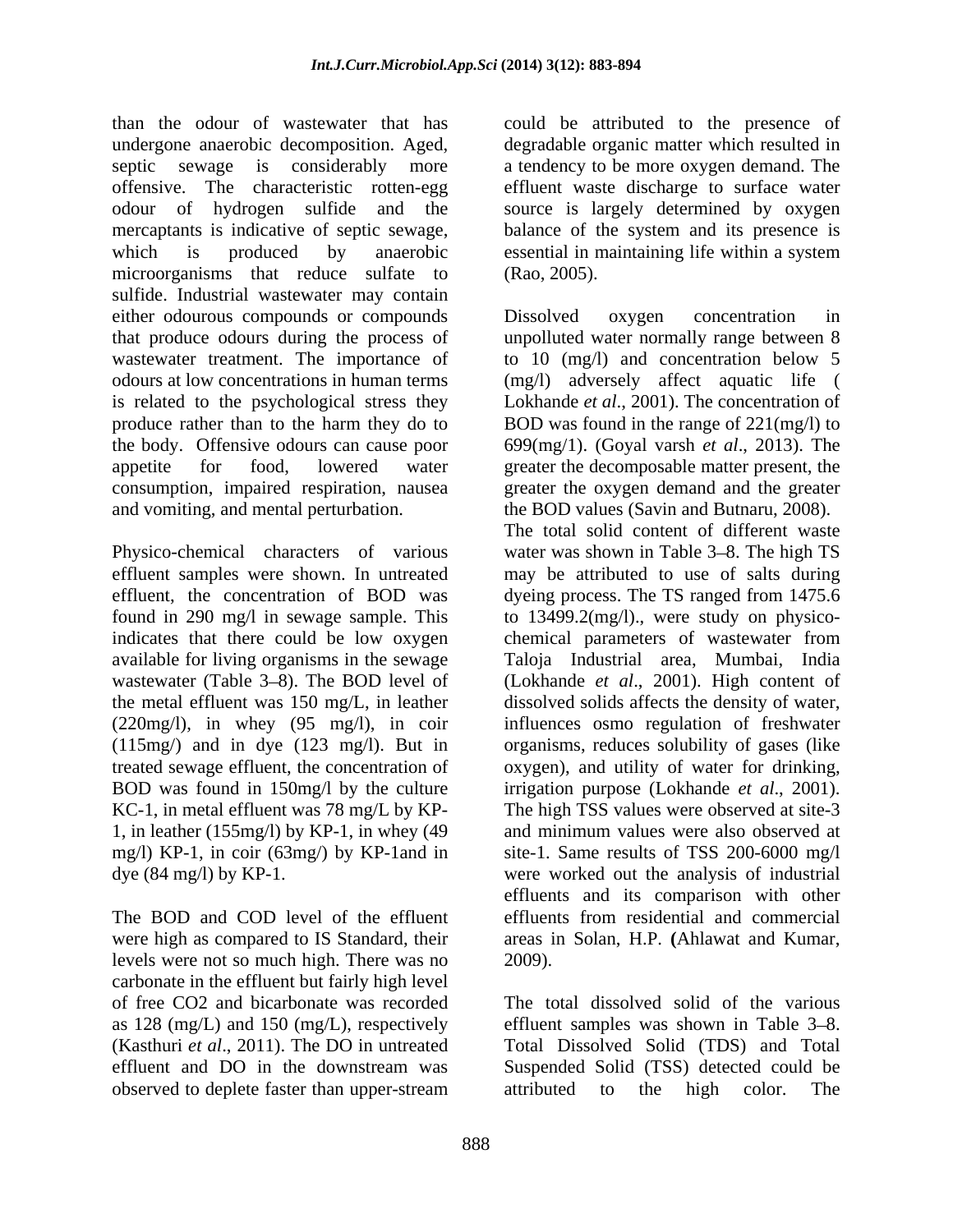than the odour of wastewater that has undergone anaerobic decomposition. Aged, septic sewage is considerably more offensive. The characteristic rotten-egg odour of hydrogen sulfide and the mercaptants is indicative of septic sewage, which is produced by anaerobic microorganisms that reduce sulfate to sulfide. Industrial wastewater may contain either odourous compounds or compounds that produce odours during the process of wastewater treatment. The importance of odours at low concentrations in human terms is related to the psychological stress they produce rather than to the harm they do to the body. Offensive odours can cause poor appetite for food, lowered water consumption, impaired respiration, nausea and vomiting, and mental perturbation.

Physico-chemical characters of various effluent samples were shown. In untreated effluent, the concentration of BOD was found in 290 mg/l in sewage sample. This indicates that there could be low oxygen available for living organisms in the sewage wastewater (Table 3–8). The BOD level of the metal effluent was 150 mg/L, in leather (220mg/l), in whey (95 mg/l), in coir (115mg/) and in dye (123 mg/l). But in treated sewage effluent, the concentration of BOD was found in 150mg/l by the culture KC-1, in metal effluent was 78 mg/L by KP-1, in leather (155mg/l) by KP-1, in whey (49 mg/l) KP-1, in coir (63mg/) by KP-1and in dye (84 mg/l) by KP-1.

The BOD and COD level of the effluent were high as compared to IS Standard, their levels were not so much high. There was no carbonate in the effluent but fairly high level of free CO2 and bicarbonate was recorded as 128 (mg/L) and 150 (mg/L), respectively (Kasthuri *et al*., 2011). The DO in untreated effluent and DO in the downstream was observed to deplete faster than upper-stream could be attributed to the presence of degradable organic matter which resulted in a tendency to be more oxygen demand. The effluent waste discharge to surface water source is largely determined by oxygen balance of the system and its presence is essential in maintaining life within a system (Rao, 2005).

Dissolved oxygen concentration in unpolluted water normally range between 8 to 10 (mg/l) and concentration below 5 (mg/l) adversely affect aquatic life ( Lokhande *et al*., 2001). The concentration of BOD was found in the range of 221(mg/l) to 699(mg/1). (Goyal varsh *et al*., 2013). The greater the decomposable matter present, the greater the oxygen demand and the greater the BOD values (Savin and Butnaru, 2008). The total solid content of different waste water was shown in Table 3–8. The high TS may be attributed to use of salts during dyeing process. The TS ranged from 1475.6 to 13499.2(mg/l)., were study on physico-chemical parameters of wastewater from Taloja Industrial area, Mumbai, India (Lokhande *et al*., 2001). High content of dissolved solids affects the density of water, influences osmo regulation of freshwater organisms, reduces solubility of gases (like oxygen), and utility of water for drinking, irrigation purpose (Lokhande *et al*., 2001). The high TSS values were observed at site-3 and minimum values were also observed at site-1. Same results of TSS 200-6000 mg/l were worked out the analysis of industrial effluents and its comparison with other effluents from residential and commercial areas in Solan, H.P. **(**Ahlawat and Kumar, 2009).

The total dissolved solid of the various effluent samples was shown in Table 3–8. Total Dissolved Solid (TDS) and Total Suspended Solid (TSS) detected could be attributed to the high color. The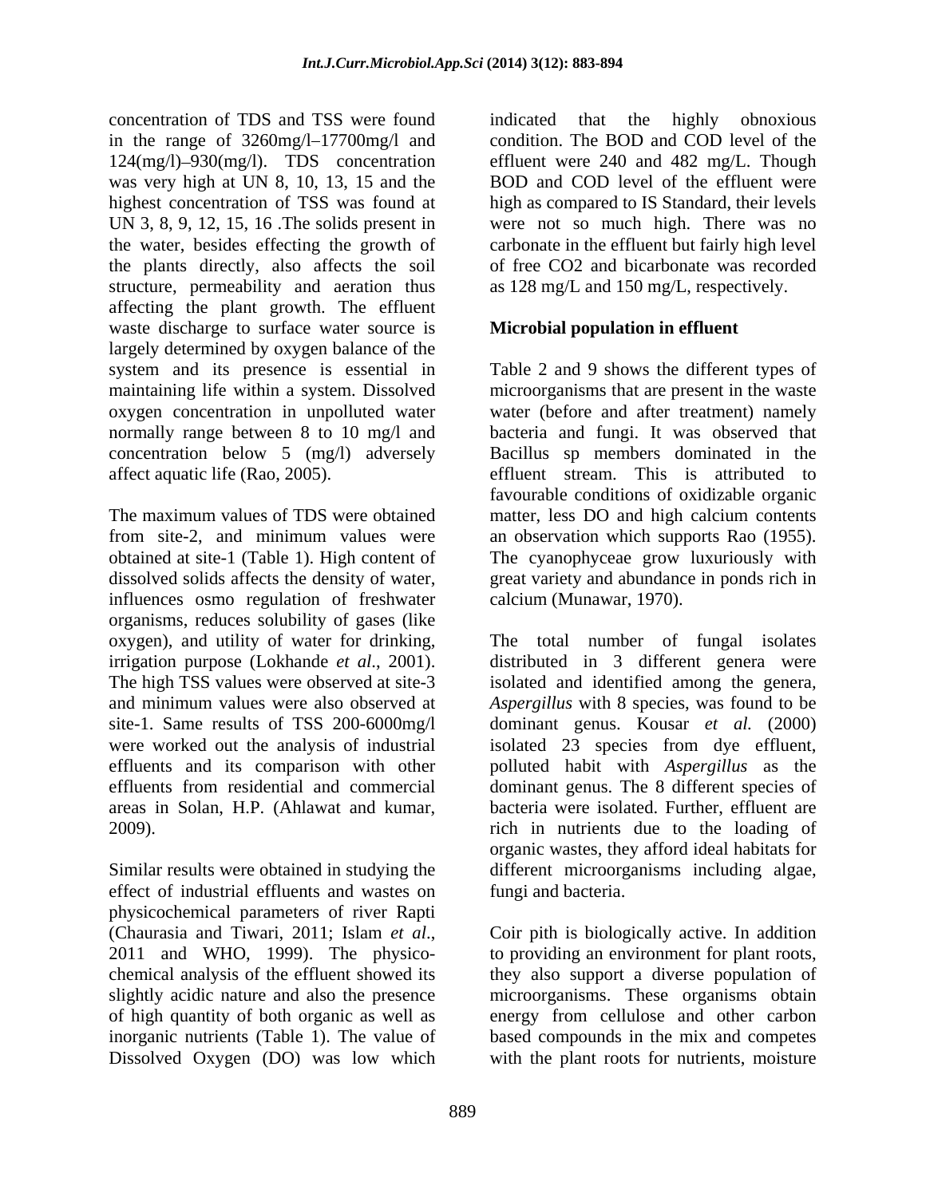concentration of TDS and TSS were found in the range of 3260mg/l–17700mg/l and 124(mg/l)–930(mg/l). TDS concentration was very high at UN 8, 10, 13, 15 and the highest concentration of TSS was found at UN 3, 8, 9, 12, 15, 16 .The solids present in the water, besides effecting the growth of the plants directly, also affects the soil structure, permeability and aeration thus affecting the plant growth. The effluent waste discharge to surface water source is largely determined by oxygen balance of the system and its presence is essential in maintaining life within a system. Dissolved oxygen concentration in unpolluted water normally range between 8 to 10 mg/l and concentration below 5 (mg/l) adversely affect aquatic life (Rao, 2005).

The maximum values of TDS were obtained from site-2, and minimum values were obtained at site-1 (Table 1). High content of dissolved solids affects the density of water, influences osmo regulation of freshwater organisms, reduces solubility of gases (like oxygen), and utility of water for drinking, irrigation purpose (Lokhande *et al*., 2001). The high TSS values were observed at site-3 and minimum values were also observed at site-1. Same results of TSS 200-6000mg/l were worked out the analysis of industrial effluents and its comparison with other effluents from residential and commercial areas in Solan, H.P. (Ahlawat and kumar, 2009).

Similar results were obtained in studying the effect of industrial effluents and wastes on physicochemical parameters of river Rapti (Chaurasia and Tiwari, 2011; Islam *et al*., 2011 and WHO, 1999). The physico-chemical analysis of the effluent showed its slightly acidic nature and also the presence of high quantity of both organic as well as inorganic nutrients (Table 1). The value of Dissolved Oxygen (DO) was low which indicated that the highly obnoxious condition. The BOD and COD level of the effluent were 240 and 482 mg/L. Though BOD and COD level of the effluent were high as compared to IS Standard, their levels were not so much high. There was no carbonate in the effluent but fairly high level of free $CO_2$ and bicarbonate was recorded as 128 mg/L and 150 mg/L, respectively.

## Microbial population in effluent

Table 2 and 9 shows the different types of microorganisms that are present in the waste water (before and after treatment) namely bacteria and fungi. It was observed that Bacillus sp members dominated in the effluent stream. This is attributed to favourable conditions of oxidizable organic matter, less DO and high calcium contents an observation which supports Rao (1955). The cyanophyceae grow luxuriously with great variety and abundance in ponds rich in calcium (Munawar, 1970).

The total number of fungal isolates distributed in 3 different genera were isolated and identified among the genera, *Aspergillus* with 8 species, was found to be dominant genus. Kousar *et al.* (2000) isolated 23 species from dye effluent, polluted habit with *Aspergillus* as the dominant genus. The 8 different species of bacteria were isolated. Further, effluent are rich in nutrients due to the loading of organic wastes, they afford ideal habitats for different microorganisms including algae, fungi and bacteria.

Coir pith is biologically active. In addition to providing an environment for plant roots, they also support a diverse population of microorganisms. These organisms obtain energy from cellulose and other carbon based compounds in the mix and competes with the plant roots for nutrients, moisture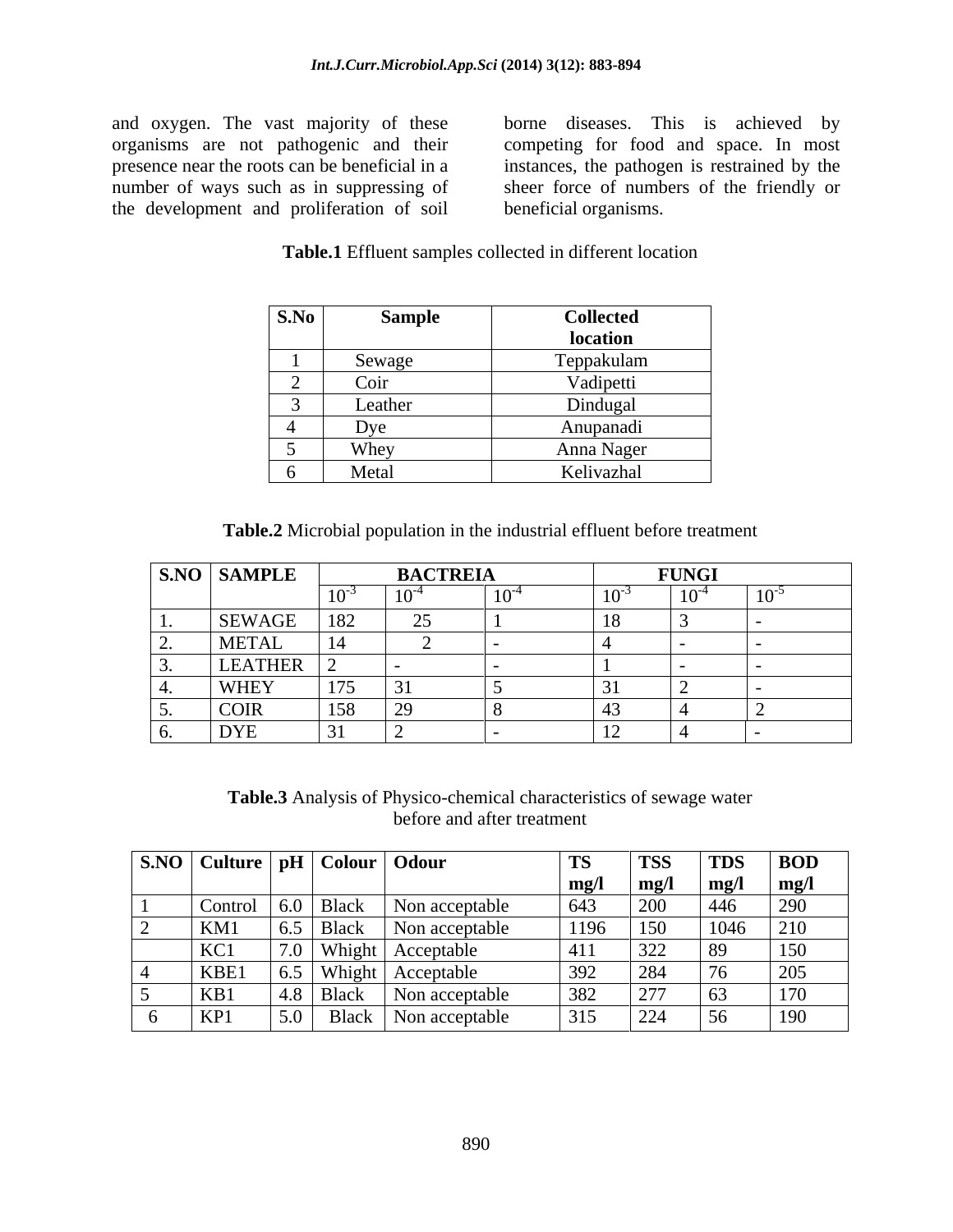and oxygen. The vast majority of these organisms are not pathogenic and their presence near the roots can be beneficial in a number of ways such as in suppressing of the development and proliferation of soil borne diseases. This is achieved by competing for food and space. In most instances, the pathogen is restrained by the sheer force of numbers of the friendly or beneficial organisms.

**Table.1** Effluent samples collected in different location

| S.No | Sample | Collected location |
|---|---|---|
| 1 | Sewage | Teppakulam |
| 2 | Coir | Vadipetti |
| 3 | Leather | Dindugal |
| 4 | Dye | Anupanadi |
| 5 | Whey | Anna Nager |
| 6 | Metal | Kelivazhal |

**Table.2** Microbial population in the industrial effluent before treatment

| S.NO | SAMPLE | BACTREIA | | | FUNGI | | |
|---|---|---|---|---|---|---|---|
| | | $10^{-3}$ | $10^{-4}$ | $10^{-4}$ | $10^{-3}$ | $10^{-4}$ | $10^{-5}$ |
| 1. | SEWAGE | 182 | 25 | 1 | 18 | 3 | - |
| 2. | METAL | 14 | 2 | - | 4 | - | - |
| 3. | LEATHER | 2 | - | - | 1 | - | - |
| 4. | WHEY | 175 | 31 | 5 | 31 | 2 | - |
| 5. | COIR | 158 | 29 | 8 | 43 | 4 | 2 |
| 6. | DYE | 31 | 2 | - | 12 | 4 | - |

**Table.3** Analysis of Physico-chemical characteristics of sewage water before and after treatment

| S.NO | Culture | pH | Colour | Odour | TS mg/l | TSS mg/l | TDS mg/l | BOD mg/l |
|---|---|---|---|---|---|---|---|---|
| 1 | Control | 6.0 | Black | Non acceptable | 643 | 200 | 446 | 290 |
| 2 | KM1 | 6.5 | Black | Non acceptable | 1196 | 150 | 1046 | 210 |
| | KC1 | 7.0 | Whight | Acceptable | 411 | 322 | 89 | 150 |
| 4 | KBE1 | 6.5 | Whight | Acceptable | 392 | 284 | 76 | 205 |
| 5 | KB1 | 4.8 | Black | Non acceptable | 382 | 277 | 63 | 170 |
| 6 | KP1 | 5.0 | Black | Non acceptable | 315 | 224 | 56 | 190 |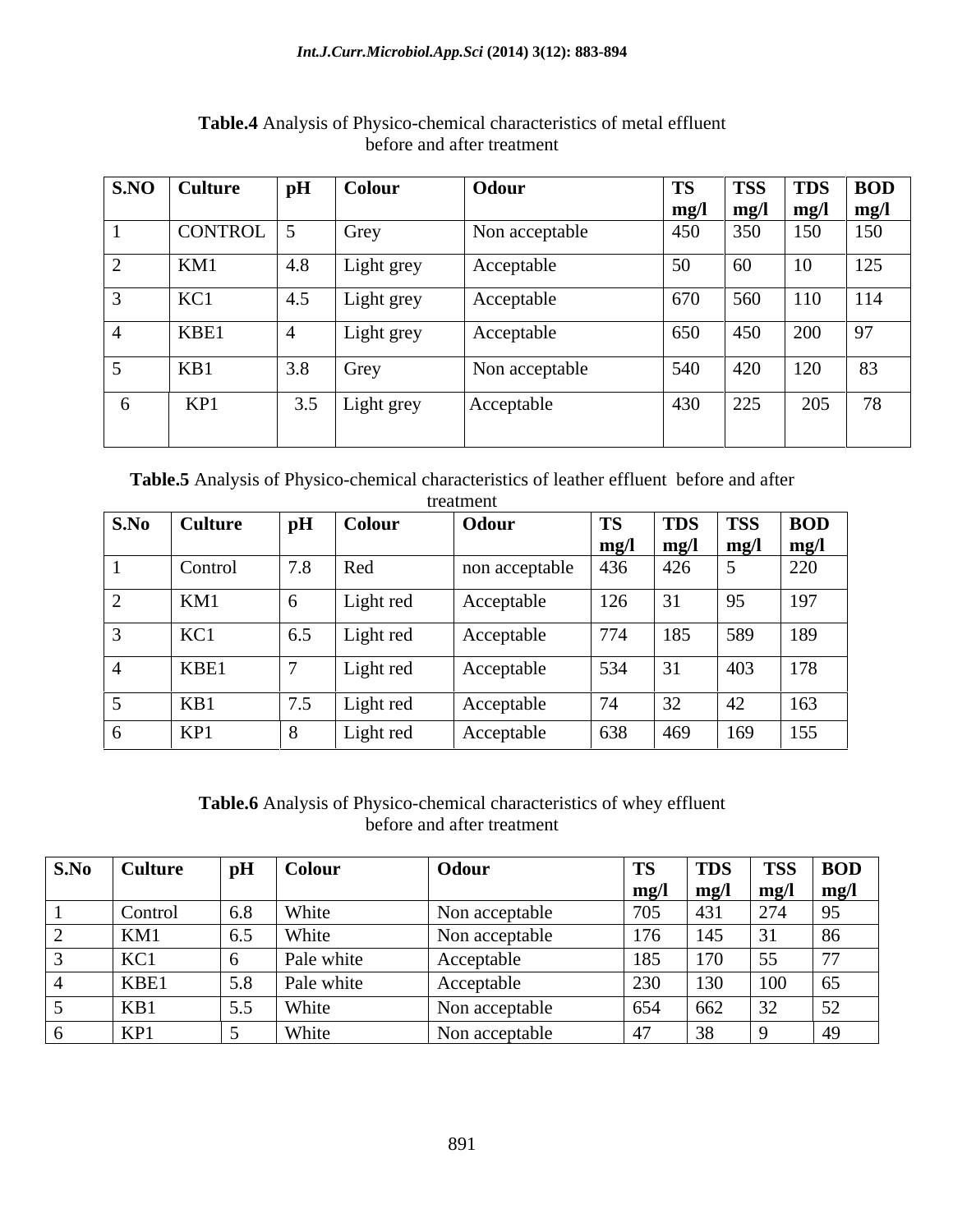**Table.4** Analysis of Physico-chemical characteristics of metal effluent before and after treatment

| S.NO | Culture | pH | Colour | Odour | TS mg/l | TSS mg/l | TDS mg/l | BOD mg/l |
|---|---|---|---|---|---|---|---|---|
| 1 | CONTROL | 5 | Grey | Non acceptable | 450 | 350 | 150 | 150 |
| 2 | KM1 | 4.8 | Light grey | Acceptable | 50 | 60 | 10 | 125 |
| 3 | KC1 | 4.5 | Light grey | Acceptable | 670 | 560 | 110 | 114 |
| 4 | KBE1 | 4 | Light grey | Acceptable | 650 | 450 | 200 | 97 |
| 5 | KB1 | 3.8 | Grey | Non acceptable | 540 | 420 | 120 | 83 |
| 6 | KP1 | 3.5 | Light grey | Acceptable | 430 | 225 | 205 | 78 |

**Table.5** Analysis of Physico-chemical characteristics of leather effluent before and after treatment

| S.No | Culture | pH | Colour | Odour | TS mg/l | TDS mg/l | TSS mg/l | BOD mg/l |
|---|---|---|---|---|---|---|---|---|
| 1 | Control | 7.8 | Red | non acceptable | 436 | 426 | 5 | 220 |
| 2 | KM1 | 6 | Light red | Acceptable | 126 | 31 | 95 | 197 |
| 3 | KC1 | 6.5 | Light red | Acceptable | 774 | 185 | 589 | 189 |
| 4 | KBE1 | 7 | Light red | Acceptable | 534 | 31 | 403 | 178 |
| 5 | KB1 | 7.5 | Light red | Acceptable | 74 | 32 | 42 | 163 |
| 6 | KP1 | 8 | Light red | Acceptable | 638 | 469 | 169 | 155 |

**Table.6** Analysis of Physico-chemical characteristics of whey effluent before and after treatment

| S.No | Culture | pH | Colour | Odour | TS mg/l | TDS mg/l | TSS mg/l | BOD mg/l |
|---|---|---|---|---|---|---|---|---|
| 1 | Control | 6.8 | White | Non acceptable | 705 | 431 | 274 | 95 |
| 2 | KM1 | 6.5 | White | Non acceptable | 176 | 145 | 31 | 86 |
| 3 | KC1 | 6 | Pale white | Acceptable | 185 | 170 | 55 | 77 |
| 4 | KBE1 | 5.8 | Pale white | Acceptable | 230 | 130 | 100 | 65 |
| 5 | KB1 | 5.5 | White | Non acceptable | 654 | 662 | 32 | 52 |
| 6 | KP1 | 5 | White | Non acceptable | 47 | 38 | 9 | 49 |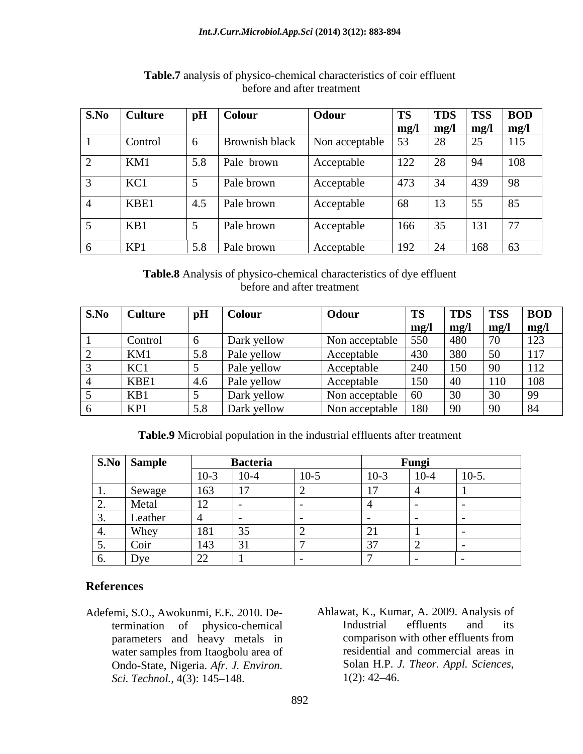**Table.7** analysis of physico-chemical characteristics of coir effluent before and after treatment

| S.No | Culture | pH | Colour | Odour | TS mg/l | TDS mg/l | TSS mg/l | BOD mg/l |
|---|---|---|---|---|---|---|---|---|
| 1 | Control | 6 | Brownish black | Non acceptable | 53 | 28 | 25 | 115 |
| 2 | KM1 | 5.8 | Pale brown | Acceptable | 122 | 28 | 94 | 108 |
| 3 | KC1 | 5 | Pale brown | Acceptable | 473 | 34 | 439 | 98 |
| 4 | KBE1 | 4.5 | Pale brown | Acceptable | 68 | 13 | 55 | 85 |
| 5 | KB1 | 5 | Pale brown | Acceptable | 166 | 35 | 131 | 77 |
| 6 | KP1 | 5.8 | Pale brown | Acceptable | 192 | 24 | 168 | 63 |

**Table.8** Analysis of physico-chemical characteristics of dye effluent before and after treatment

| S.No | Culture | pH | Colour | Odour | TS mg/l | TDS mg/l | TSS mg/l | BOD mg/l |
|---|---|---|---|---|---|---|---|---|
| 1 | Control | 6 | Dark yellow | Non acceptable | 550 | 480 | 70 | 123 |
| 2 | KM1 | 5.8 | Pale yellow | Acceptable | 430 | 380 | 50 | 117 |
| 3 | KC1 | 5 | Pale yellow | Acceptable | 240 | 150 | 90 | 112 |
| 4 | KBE1 | 4.6 | Pale yellow | Acceptable | 150 | 40 | 110 | 108 |
| 5 | KB1 | 5 | Dark yellow | Non acceptable | 60 | 30 | 30 | 99 |
| 6 | KP1 | 5.8 | Dark yellow | Non acceptable | 180 | 90 | 90 | 84 |

**Table.9** Microbial population in the industrial effluents after treatment

| S.No | Sample | Bacteria | | | Fungi | | |
|---|---|---|---|---|---|---|---|
| | | 10-3 | 10-4 | 10-5 | 10-3 | 10-4 | 10-5. |
| 1. | Sewage | 163 | 17 | 2 | 17 | 4 | 1 |
| 2. | Metal | 12 | - | - | 4 | - | - |
| 3. | Leather | 4 | - | - | - | - | - |
| 4. | Whey | 181 | 35 | 2 | 21 | 1 | - |
| 5. | Coir | 143 | 31 | 7 | 37 | 2 | - |
| 6. | Dye | 22 | 1 | - | 7 | - | - |

## References

Adefemi, S.O., Awokunmi, E.E. 2010. Determination of physico-chemical parameters and heavy metals in water samples from Itaogbolu area of Ondo-State, Nigeria. *Afr. J. Environ. Sci. Technol.,* 4(3): 145–148.

Ahlawat, K., Kumar, A. 2009. Analysis of Industrial effluents and its comparison with other effluents from residential and commercial areas in Solan H.P. *J. Theor. Appl. Sciences,* 1(2): 42–46.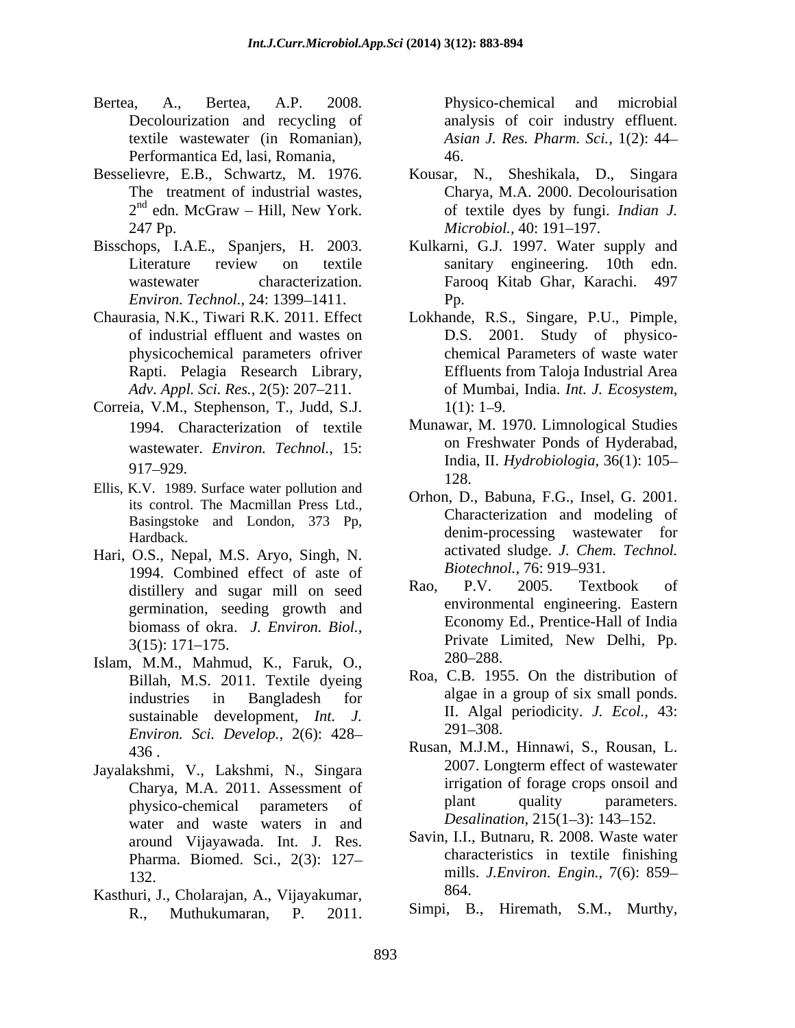Bertea, A., Bertea, A.P. 2008. Decolourization and recycling of textile wastewater (in Romanian), Performantica Ed, lasi, Romania,

Besselievre, E.B., Schwartz, M. 1976. The treatment of industrial wastes, $2^{nd}$ edn. McGraw – Hill, New York. 247 Pp.

Bisschops, I.A.E., Spanjers, H. 2003. Literature review on textile wastewater characterization. *Environ. Technol.*, 24: 1399–1411.

Chaurasia, N.K., Tiwari R.K. 2011. Effect of industrial effluent and wastes on physicochemical parameters ofriver Rapti. Pelagia Research Library, *Adv. Appl. Sci. Res.*, 2(5): 207–211.

Correia, V.M., Stephenson, T., Judd, S.J. 1994. Characterization of textile wastewater. *Environ. Technol.,* 15: 917–929.

Ellis, K.V. 1989. Surface water pollution and its control. The Macmillan Press Ltd., Basingstoke and London, 373 Pp, Hardback.

Hari, O.S., Nepal, M.S. Aryo, Singh, N. 1994. Combined effect of aste of distillery and sugar mill on seed germination, seeding growth and biomass of okra. *J. Environ. Biol.,* 3(15): 171–175.

Islam, M.M., Mahmud, K., Faruk, O., Billah, M.S. 2011. Textile dyeing industries in Bangladesh for sustainable development, *Int. J. Environ. Sci. Develop.*, 2(6): 428–436 .

Jayalakshmi, V., Lakshmi, N., Singara Charya, M.A. 2011. Assessment of physico-chemical parameters of water and waste waters in and around Vijayawada. Int. J. Res. Pharma. Biomed. Sci., 2(3): 127–132.

Kasthuri, J., Cholarajan, A., Vijayakumar, R., Muthukumaran, P. 2011. Physico-chemical and microbial analysis of coir industry effluent. *Asian J. Res. Pharm. Sci.,* 1(2): 44–46.

Kousar, N., Sheshikala, D., Singara Charya, M.A. 2000. Decolourisation of textile dyes by fungi. *Indian J. Microbiol.*, 40: 191–197.

Kulkarni, G.J. 1997. Water supply and sanitary engineering. 10th edn. Farooq Kitab Ghar, Karachi. 497 Pp.

Lokhande, R.S., Singare, P.U., Pimple, D.S. 2001. Study of physico-chemical Parameters of waste water Effluents from Taloja Industrial Area of Mumbai, India. *Int. J. Ecosystem*, 1(1): 1–9.

Munawar, M. 1970. Limnological Studies on Freshwater Ponds of Hyderabad, India, II. *Hydrobiologia,* 36(1): 105–128.

Orhon, D., Babuna, F.G., Insel, G. 2001. Characterization and modeling of denim-processing wastewater for activated sludge. *J. Chem. Technol. Biotechnol.*, 76: 919–931.

Rao, P.V. 2005. Textbook of environmental engineering. Eastern Economy Ed., Prentice-Hall of India Private Limited, New Delhi, Pp. 280–288.

Roa, C.B. 1955. On the distribution of algae in a group of six small ponds. II. Algal periodicity. *J. Ecol.*, 43: 291–308.

Rusan, M.J.M., Hinnawi, S., Rousan, L. 2007. Longterm effect of wastewater irrigation of forage crops onsoil and plant quality parameters. *Desalination*, 215(1–3): 143–152.

Savin, I.I., Butnaru, R. 2008. Waste water characteristics in textile finishing mills. *J.Environ. Engin.,* 7(6): 859–864.

Simpi, B., Hiremath, S.M., Murthy,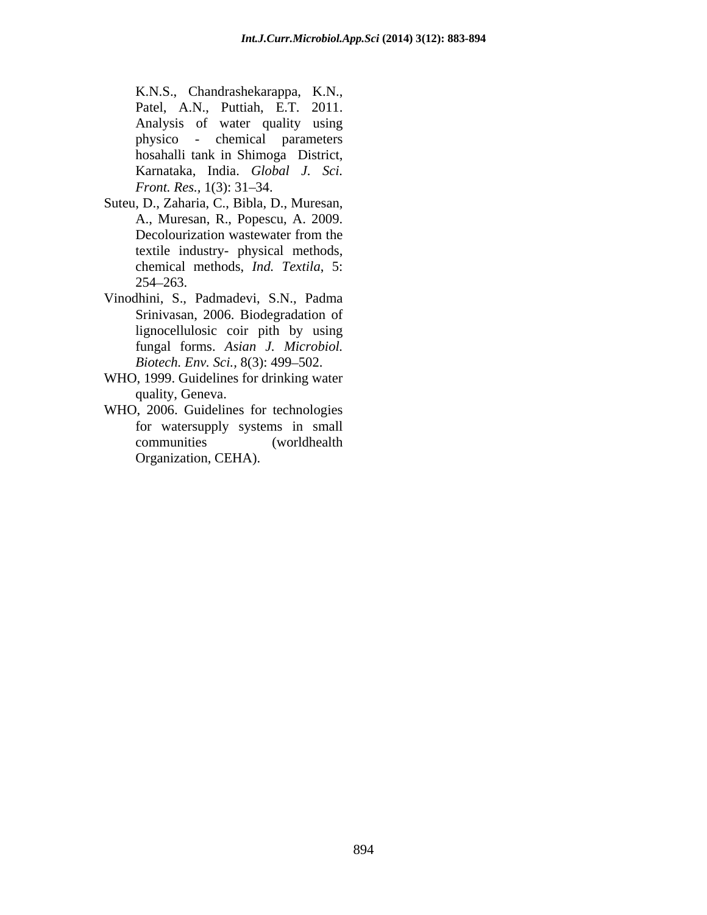K.N.S., Chandrashekarappa, K.N., Patel, A.N., Puttiah, E.T. 2011. Analysis of water quality using physico - chemical parameters hosahalli tank in Shimoga District, Karnataka, India. *Global J. Sci. Front. Res.,* 1(3): 31–34.

Suteu, D., Zaharia, C., Bibla, D., Muresan, A., Muresan, R., Popescu, A. 2009. Decolourization wastewater from the textile industry- physical methods, chemical methods, *Ind. Textila*, 5: 254–263.

Vinodhini, S., Padmadevi, S.N., Padma Srinivasan, 2006. Biodegradation of lignocellulosic coir pith by using fungal forms. *Asian J. Microbiol. Biotech. Env. Sci.,* 8(3): 499–502.

WHO, 1999. Guidelines for drinking water quality, Geneva.

WHO, 2006. Guidelines for technologies for watersupply systems in small communities (worldhealth Organization, CEHA).